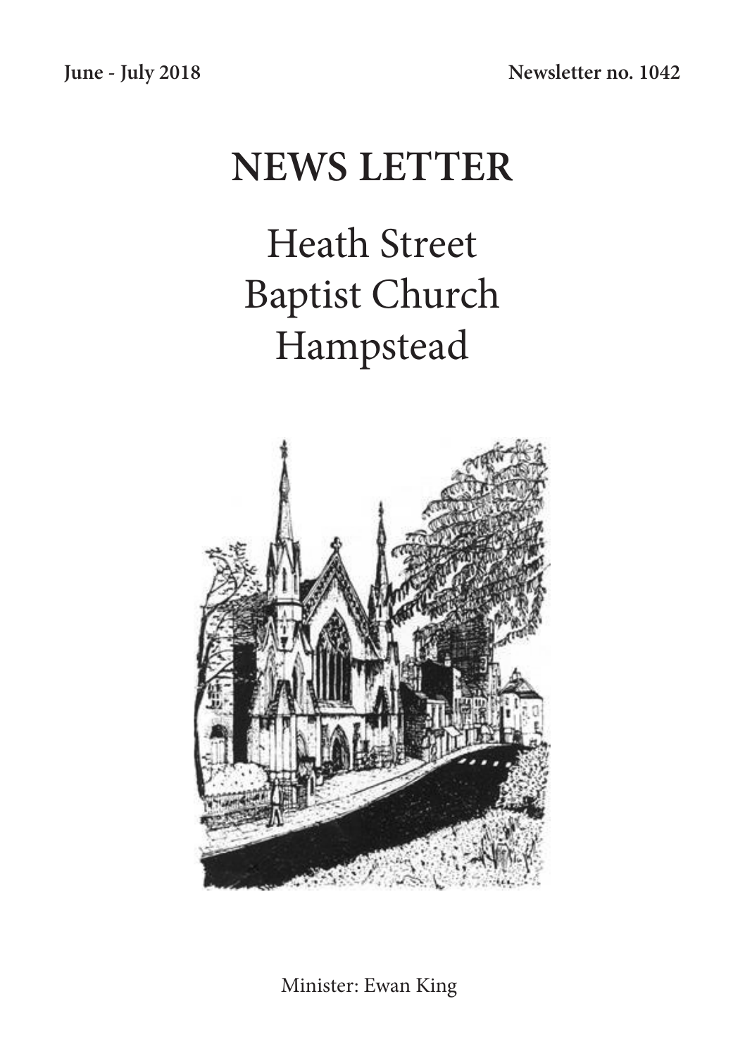**June - July 2018** **Newsletter no. 1042**

# NEWS LETTER

## Heath Street
## Baptist Church
## Hampstead

Minister: Ewan King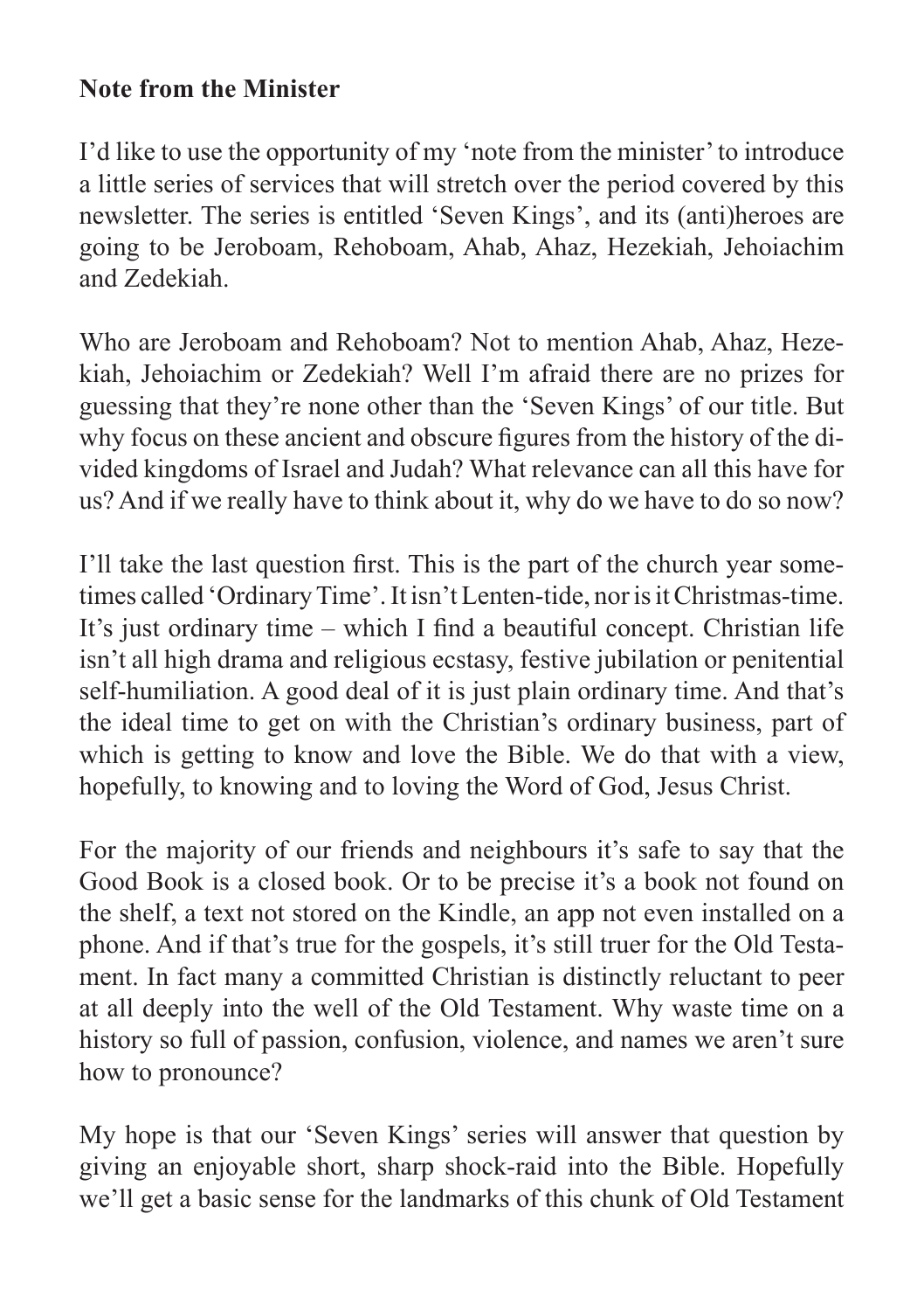**Note from the Minister**

I'd like to use the opportunity of my 'note from the minister' to introduce a little series of services that will stretch over the period covered by this newsletter. The series is entitled 'Seven Kings', and its (anti)heroes are going to be Jeroboam, Rehoboam, Ahab, Ahaz, Hezekiah, Jehoiachim and Zedekiah.

Who are Jeroboam and Rehoboam? Not to mention Ahab, Ahaz, Hezekiah, Jehoiachim or Zedekiah? Well I'm afraid there are no prizes for guessing that they're none other than the 'Seven Kings' of our title. But why focus on these ancient and obscure figures from the history of the divided kingdoms of Israel and Judah? What relevance can all this have for us? And if we really have to think about it, why do we have to do so now?

I'll take the last question first. This is the part of the church year sometimes called 'Ordinary Time'. It isn't Lenten-tide, nor is it Christmas-time. It's just ordinary time – which I find a beautiful concept. Christian life isn't all high drama and religious ecstasy, festive jubilation or penitential self-humiliation. A good deal of it is just plain ordinary time. And that's the ideal time to get on with the Christian's ordinary business, part of which is getting to know and love the Bible. We do that with a view, hopefully, to knowing and to loving the Word of God, Jesus Christ.

For the majority of our friends and neighbours it's safe to say that the Good Book is a closed book. Or to be precise it's a book not found on the shelf, a text not stored on the Kindle, an app not even installed on a phone. And if that's true for the gospels, it's still truer for the Old Testament. In fact many a committed Christian is distinctly reluctant to peer at all deeply into the well of the Old Testament. Why waste time on a history so full of passion, confusion, violence, and names we aren't sure how to pronounce?

My hope is that our 'Seven Kings' series will answer that question by giving an enjoyable short, sharp shock-raid into the Bible. Hopefully we'll get a basic sense for the landmarks of this chunk of Old Testament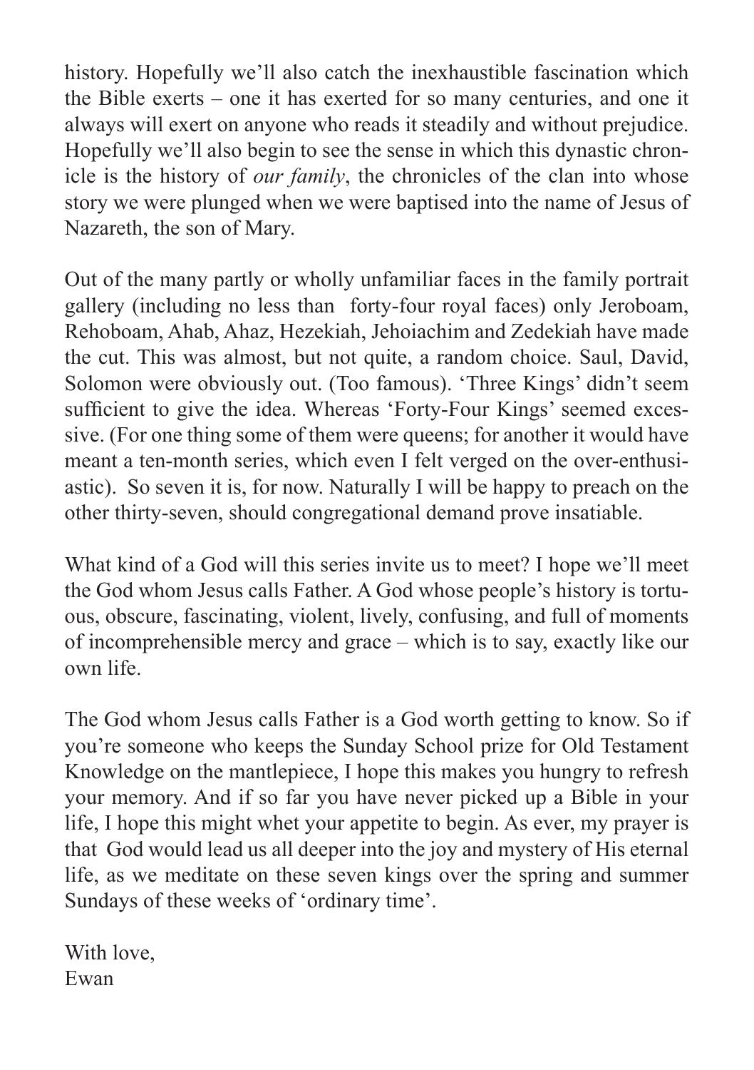history. Hopefully we'll also catch the inexhaustible fascination which the Bible exerts – one it has exerted for so many centuries, and one it always will exert on anyone who reads it steadily and without prejudice. Hopefully we'll also begin to see the sense in which this dynastic chronicle is the history of *our family*, the chronicles of the clan into whose story we were plunged when we were baptised into the name of Jesus of Nazareth, the son of Mary.

Out of the many partly or wholly unfamiliar faces in the family portrait gallery (including no less than forty-four royal faces) only Jeroboam, Rehoboam, Ahab, Ahaz, Hezekiah, Jehoiachim and Zedekiah have made the cut. This was almost, but not quite, a random choice. Saul, David, Solomon were obviously out. (Too famous). 'Three Kings' didn't seem sufficient to give the idea. Whereas 'Forty-Four Kings' seemed excessive. (For one thing some of them were queens; for another it would have meant a ten-month series, which even I felt verged on the over-enthusiastic). So seven it is, for now. Naturally I will be happy to preach on the other thirty-seven, should congregational demand prove insatiable.

What kind of a God will this series invite us to meet? I hope we'll meet the God whom Jesus calls Father. A God whose people's history is tortuous, obscure, fascinating, violent, lively, confusing, and full of moments of incomprehensible mercy and grace – which is to say, exactly like our own life.

The God whom Jesus calls Father is a God worth getting to know. So if you're someone who keeps the Sunday School prize for Old Testament Knowledge on the mantlepiece, I hope this makes you hungry to refresh your memory. And if so far you have never picked up a Bible in your life, I hope this might whet your appetite to begin. As ever, my prayer is that God would lead us all deeper into the joy and mystery of His eternal life, as we meditate on these seven kings over the spring and summer Sundays of these weeks of 'ordinary time'.

With love,
Ewan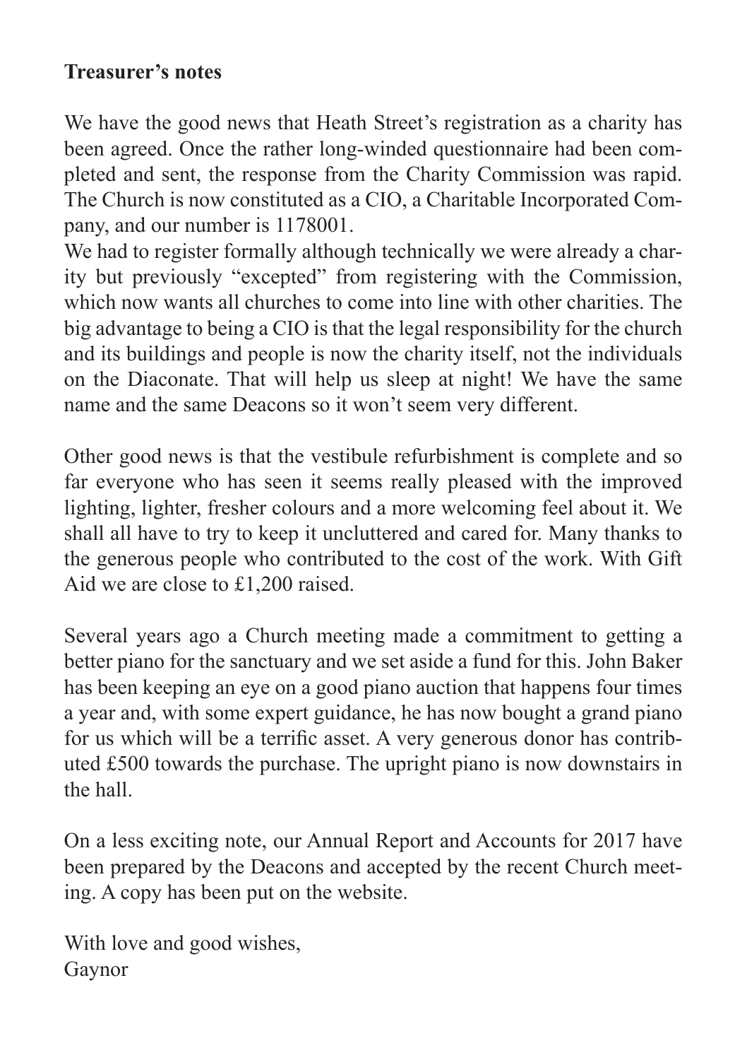**Treasurer's notes**

We have the good news that Heath Street's registration as a charity has been agreed. Once the rather long-winded questionnaire had been completed and sent, the response from the Charity Commission was rapid. The Church is now constituted as a CIO, a Charitable Incorporated Company, and our number is 1178001.

We had to register formally although technically we were already a charity but previously "excepted" from registering with the Commission, which now wants all churches to come into line with other charities. The big advantage to being a CIO is that the legal responsibility for the church and its buildings and people is now the charity itself, not the individuals on the Diaconate. That will help us sleep at night! We have the same name and the same Deacons so it won't seem very different.

Other good news is that the vestibule refurbishment is complete and so far everyone who has seen it seems really pleased with the improved lighting, lighter, fresher colours and a more welcoming feel about it. We shall all have to try to keep it uncluttered and cared for. Many thanks to the generous people who contributed to the cost of the work. With Gift Aid we are close to £1,200 raised.

Several years ago a Church meeting made a commitment to getting a better piano for the sanctuary and we set aside a fund for this. John Baker has been keeping an eye on a good piano auction that happens four times a year and, with some expert guidance, he has now bought a grand piano for us which will be a terrific asset. A very generous donor has contributed £500 towards the purchase. The upright piano is now downstairs in the hall.

On a less exciting note, our Annual Report and Accounts for 2017 have been prepared by the Deacons and accepted by the recent Church meeting. A copy has been put on the website.

With love and good wishes,
Gaynor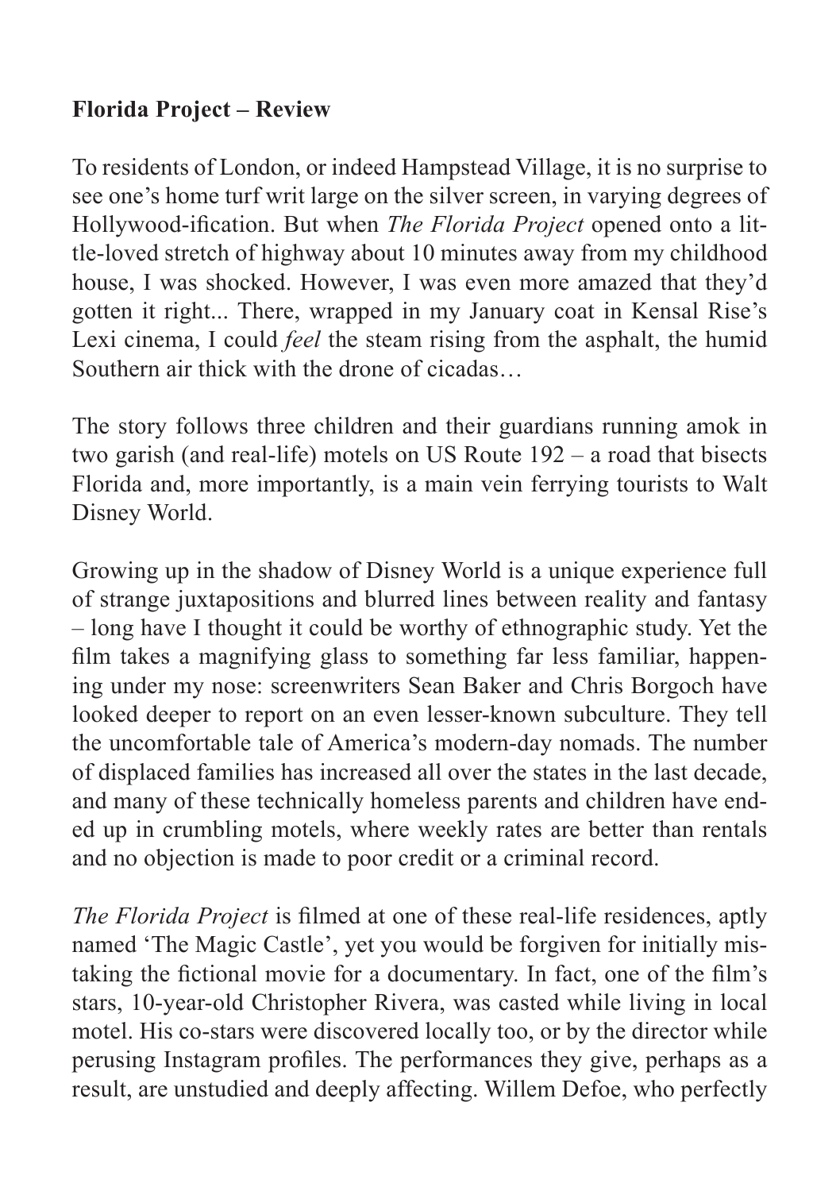**Florida Project – Review**

To residents of London, or indeed Hampstead Village, it is no surprise to see one's home turf writ large on the silver screen, in varying degrees of Hollywood-ification. But when *The Florida Project* opened onto a little-loved stretch of highway about 10 minutes away from my childhood house, I was shocked. However, I was even more amazed that they'd gotten it right... There, wrapped in my January coat in Kensal Rise's Lexi cinema, I could *feel* the steam rising from the asphalt, the humid Southern air thick with the drone of cicadas…

The story follows three children and their guardians running amok in two garish (and real-life) motels on US Route 192 – a road that bisects Florida and, more importantly, is a main vein ferrying tourists to Walt Disney World.

Growing up in the shadow of Disney World is a unique experience full of strange juxtapositions and blurred lines between reality and fantasy – long have I thought it could be worthy of ethnographic study. Yet the film takes a magnifying glass to something far less familiar, happening under my nose: screenwriters Sean Baker and Chris Borgoch have looked deeper to report on an even lesser-known subculture. They tell the uncomfortable tale of America's modern-day nomads. The number of displaced families has increased all over the states in the last decade, and many of these technically homeless parents and children have ended up in crumbling motels, where weekly rates are better than rentals and no objection is made to poor credit or a criminal record.

*The Florida Project* is filmed at one of these real-life residences, aptly named 'The Magic Castle', yet you would be forgiven for initially mistaking the fictional movie for a documentary. In fact, one of the film's stars, 10-year-old Christopher Rivera, was casted while living in local motel. His co-stars were discovered locally too, or by the director while perusing Instagram profiles. The performances they give, perhaps as a result, are unstudied and deeply affecting. Willem Defoe, who perfectly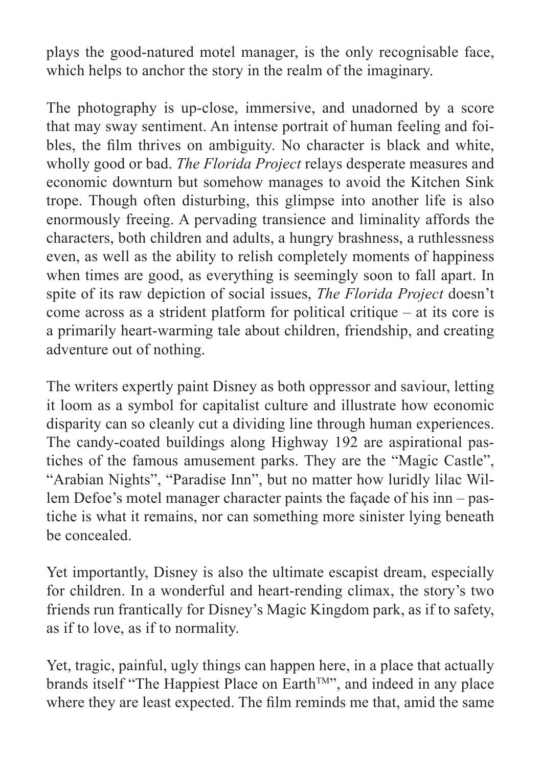plays the good-natured motel manager, is the only recognisable face, which helps to anchor the story in the realm of the imaginary.

The photography is up-close, immersive, and unadorned by a score that may sway sentiment. An intense portrait of human feeling and foibles, the film thrives on ambiguity. No character is black and white, wholly good or bad. *The Florida Project* relays desperate measures and economic downturn but somehow manages to avoid the Kitchen Sink trope. Though often disturbing, this glimpse into another life is also enormously freeing. A pervading transience and liminality affords the characters, both children and adults, a hungry brashness, a ruthlessness even, as well as the ability to relish completely moments of happiness when times are good, as everything is seemingly soon to fall apart. In spite of its raw depiction of social issues, *The Florida Project* doesn't come across as a strident platform for political critique – at its core is a primarily heart-warming tale about children, friendship, and creating adventure out of nothing.

The writers expertly paint Disney as both oppressor and saviour, letting it loom as a symbol for capitalist culture and illustrate how economic disparity can so cleanly cut a dividing line through human experiences. The candy-coated buildings along Highway 192 are aspirational pastiches of the famous amusement parks. They are the "Magic Castle", "Arabian Nights", "Paradise Inn", but no matter how luridly lilac Willem Defoe's motel manager character paints the façade of his inn – pastiche is what it remains, nor can something more sinister lying beneath be concealed.

Yet importantly, Disney is also the ultimate escapist dream, especially for children. In a wonderful and heart-rending climax, the story's two friends run frantically for Disney's Magic Kingdom park, as if to safety, as if to love, as if to normality.

Yet, tragic, painful, ugly things can happen here, in a place that actually brands itself "The Happiest Place on Earth™", and indeed in any place where they are least expected. The film reminds me that, amid the same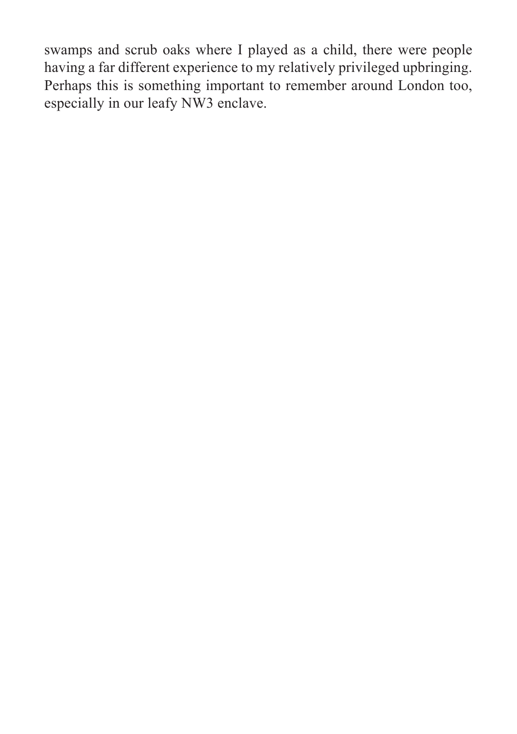swamps and scrub oaks where I played as a child, there were people having a far different experience to my relatively privileged upbringing. Perhaps this is something important to remember around London too, especially in our leafy NW3 enclave.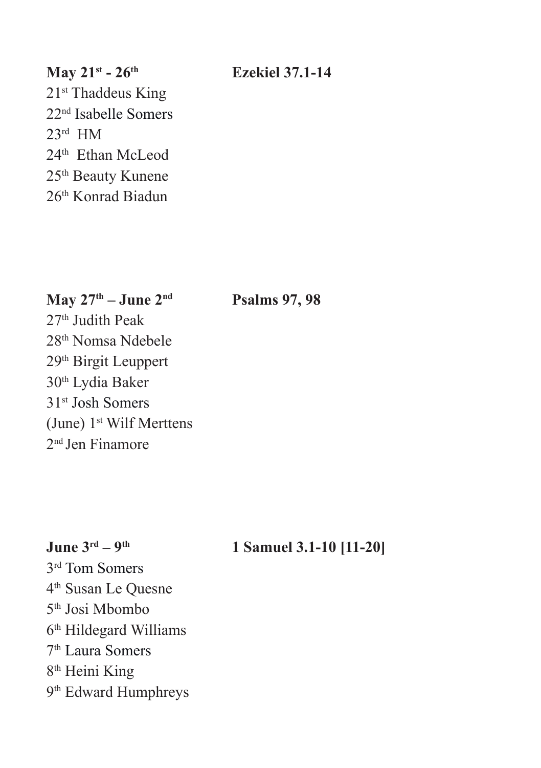**May 21st - 26th** **Ezekiel 37.1-14**

21st Thaddeus King
22nd Isabelle Somers
23rd HM
24th Ethan McLeod
25th Beauty Kunene
26th Konrad Biadun

**May 27th – June 2nd** **Psalms 97, 98**

27th Judith Peak
28th Nomsa Ndebele
29th Birgit Leuppert
30th Lydia Baker
31st Josh Somers
(June) 1st Wilf Merttens
2nd Jen Finamore

**June 3rd – 9th** **1 Samuel 3.1-10 [11-20]**

3rd Tom Somers
4th Susan Le Quesne
5th Josi Mbombo
6th Hildegard Williams
7th Laura Somers
8th Heini King
9th Edward Humphreys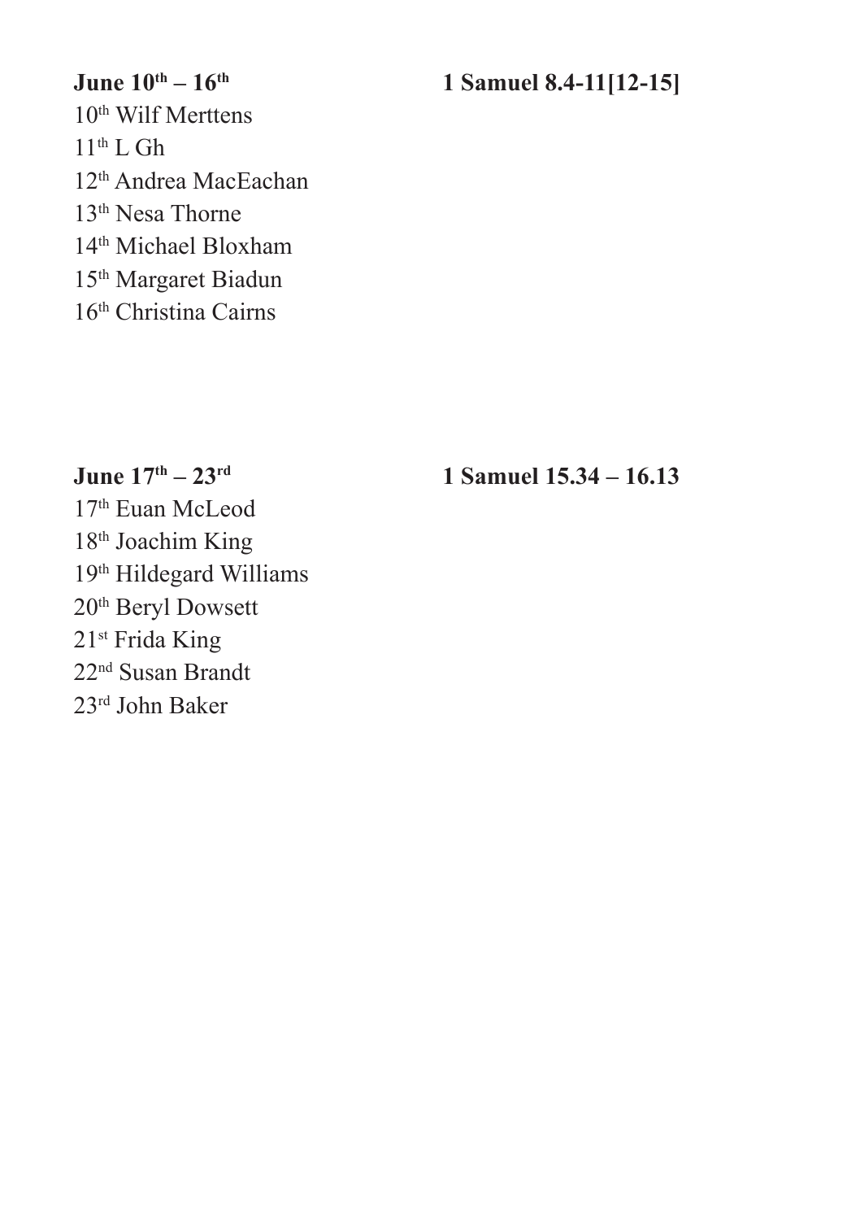**June 10th – 16th** **1 Samuel 8.4-11[12-15]**

10th Wilf Merttens
11th L Gh
12th Andrea MacEachan
13th Nesa Thorne
14th Michael Bloxham
15th Margaret Biadun
16th Christina Cairns

**June 17th – 23rd** **1 Samuel 15.34 – 16.13**

17th Euan McLeod
18th Joachim King
19th Hildegard Williams
20th Beryl Dowsett
21st Frida King
22nd Susan Brandt
23rd John Baker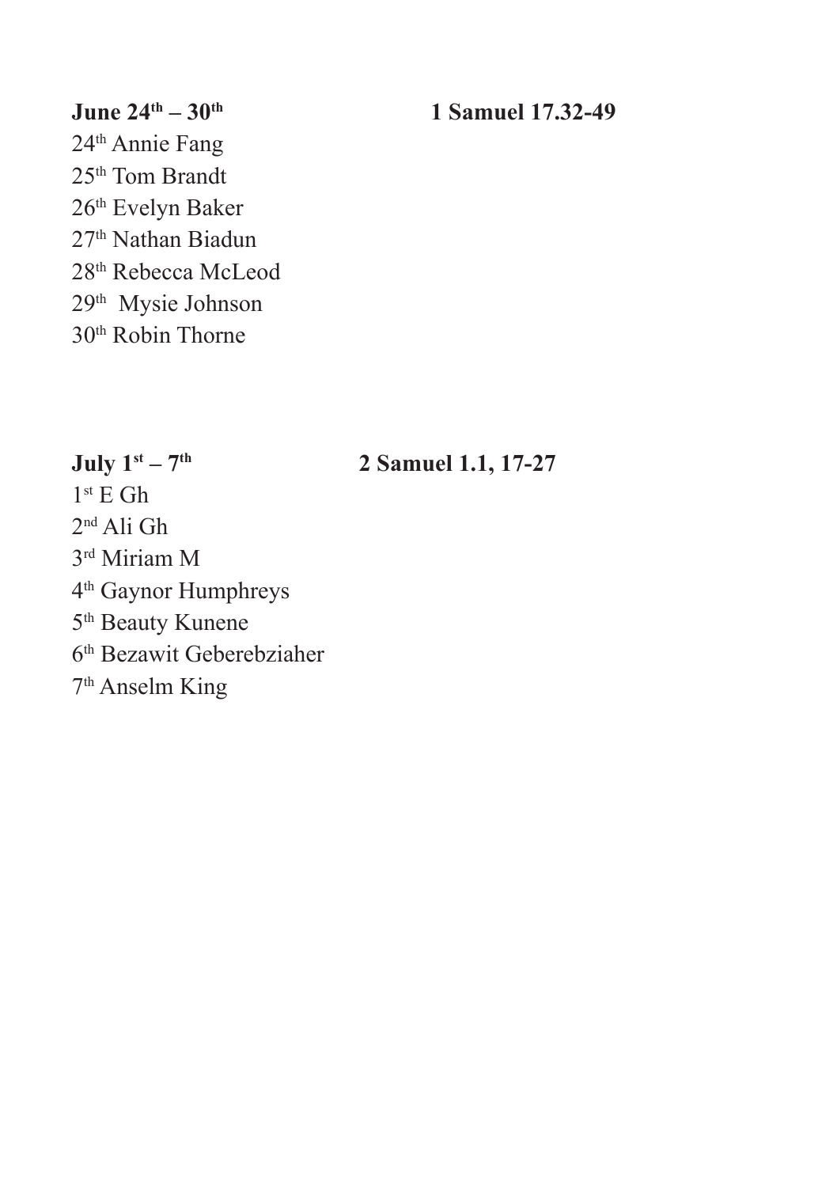**June 24th – 30th** **1 Samuel 17.32-49**

24th Annie Fang
25th Tom Brandt
26th Evelyn Baker
27th Nathan Biadun
28th Rebecca McLeod
29th Mysie Johnson
30th Robin Thorne

**July 1st – 7th** **2 Samuel 1.1, 17-27**

1st E Gh
2nd Ali Gh
3rd Miriam M
4th Gaynor Humphreys
5th Beauty Kunene
6th Bezawit Geberebziaher
7th Anselm King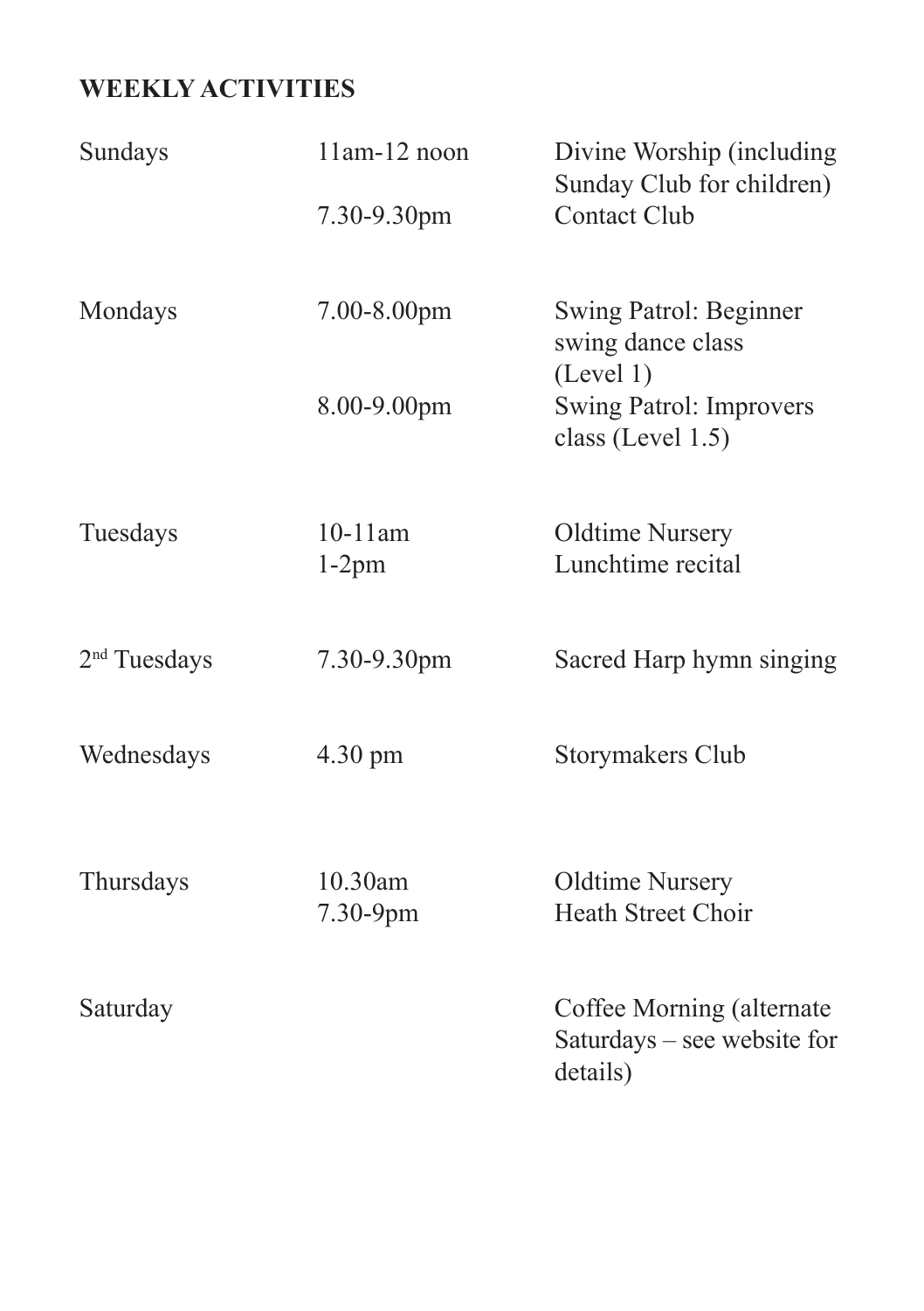## WEEKLY ACTIVITIES

| | | |
|---|---|---|
| Sundays | 11am-12 noon | Divine Worship (including Sunday Club for children) |
| | 7.30-9.30pm | Contact Club |
| Mondays | 7.00-8.00pm | Swing Patrol: Beginner swing dance class (Level 1) |
| | 8.00-9.00pm | Swing Patrol: Improvers class (Level 1.5) |
| Tuesdays | 10-11am | Oldtime Nursery |
| | 1-2pm | Lunchtime recital |
| 2nd Tuesdays | 7.30-9.30pm | Sacred Harp hymn singing |
| Wednesdays | 4.30 pm | Storymakers Club |
| Thursdays | 10.30am | Oldtime Nursery |
| | 7.30-9pm | Heath Street Choir |
| Saturday | | Coffee Morning (alternate Saturdays – see website for details) |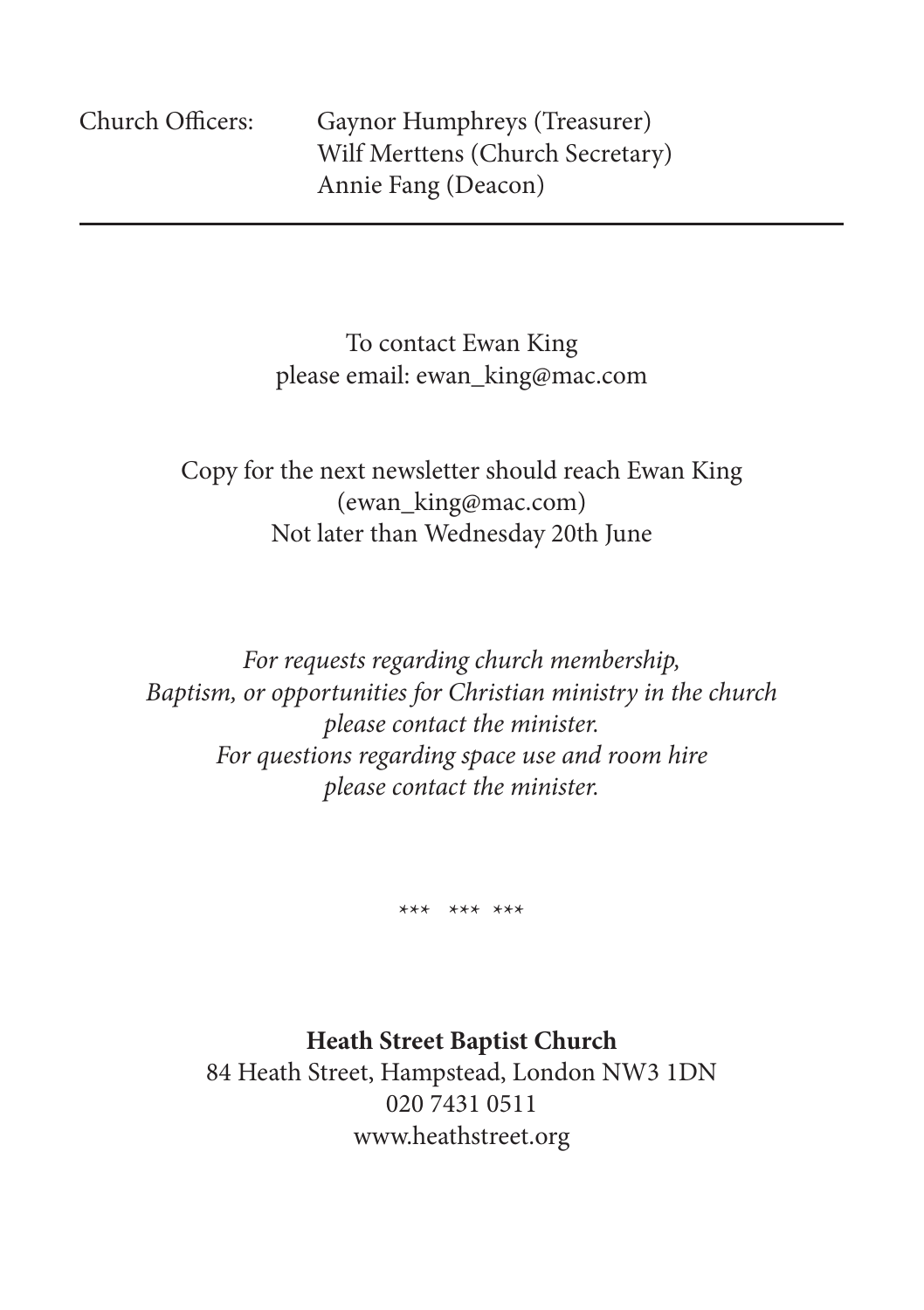Church Officers: Gaynor Humphreys (Treasurer)
Wilf Merttens (Church Secretary)
Annie Fang (Deacon)

---

To contact Ewan King
please email: ewan_king@mac.com

Copy for the next newsletter should reach Ewan King
(ewan_king@mac.com)
Not later than Wednesday 20th June

*For requests regarding church membership,*
*Baptism, or opportunities for Christian ministry in the church*
*please contact the minister.*
*For questions regarding space use and room hire*
*please contact the minister.*

*** *** ***

**Heath Street Baptist Church**
84 Heath Street, Hampstead, London NW3 1DN
020 7431 0511
www.heathstreet.org